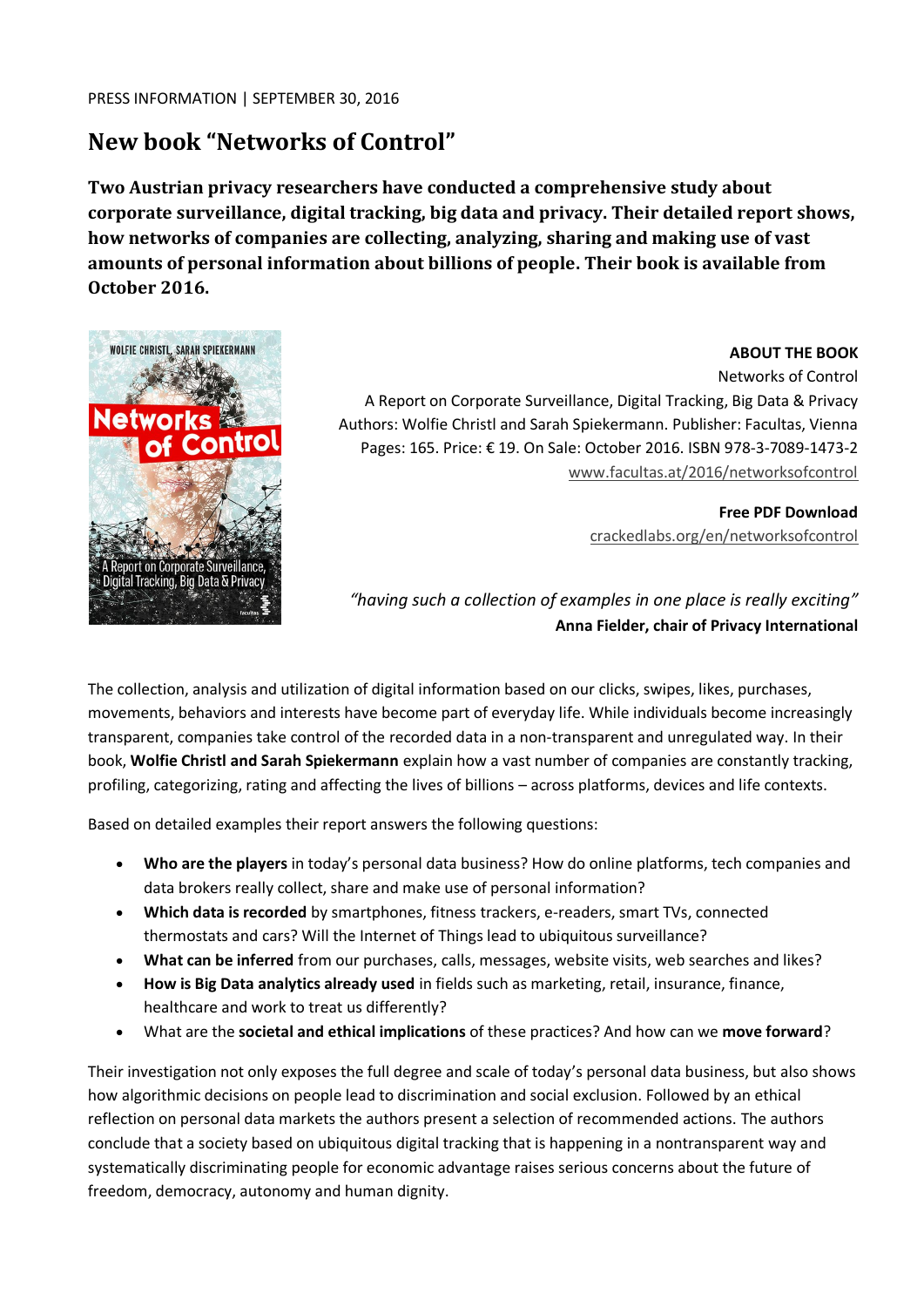PRESS INFORMATION | SEPTEMBER 30, 2016

# New book "Networks of Control"

**Two Austrian privacy researchers have conducted a comprehensive study about corporate surveillance, digital tracking, big data and privacy. Their detailed report shows, how networks of companies are collecting, analyzing, sharing and making use of vast amounts of personal information about billions of people. Their book is available from October 2016.**

**ABOUT THE BOOK**

Networks of Control
A Report on Corporate Surveillance, Digital Tracking, Big Data & Privacy
Authors: Wolfie Christl and Sarah Spiekermann. Publisher: Facultas, Vienna
Pages: 165. Price: € 19. On Sale: October 2016. ISBN 978-3-7089-1473-2
www.facultas.at/2016/networksofcontrol

**Free PDF Download**
crackedlabs.org/en/networksofcontrol

*"having such a collection of examples in one place is really exciting"*
**Anna Fielder, chair of Privacy International**

The collection, analysis and utilization of digital information based on our clicks, swipes, likes, purchases, movements, behaviors and interests have become part of everyday life. While individuals become increasingly transparent, companies take control of the recorded data in a non-transparent and unregulated way. In their book, **Wolfie Christl and Sarah Spiekermann** explain how a vast number of companies are constantly tracking, profiling, categorizing, rating and affecting the lives of billions – across platforms, devices and life contexts.

Based on detailed examples their report answers the following questions:

- **Who are the players** in today's personal data business? How do online platforms, tech companies and data brokers really collect, share and make use of personal information?
- **Which data is recorded** by smartphones, fitness trackers, e-readers, smart TVs, connected thermostats and cars? Will the Internet of Things lead to ubiquitous surveillance?
- **What can be inferred** from our purchases, calls, messages, website visits, web searches and likes?
- **How is Big Data analytics already used** in fields such as marketing, retail, insurance, finance, healthcare and work to treat us differently?
- What are the **societal and ethical implications** of these practices? And how can we **move forward**?

Their investigation not only exposes the full degree and scale of today's personal data business, but also shows how algorithmic decisions on people lead to discrimination and social exclusion. Followed by an ethical reflection on personal data markets the authors present a selection of recommended actions. The authors conclude that a society based on ubiquitous digital tracking that is happening in a nontransparent way and systematically discriminating people for economic advantage raises serious concerns about the future of freedom, democracy, autonomy and human dignity.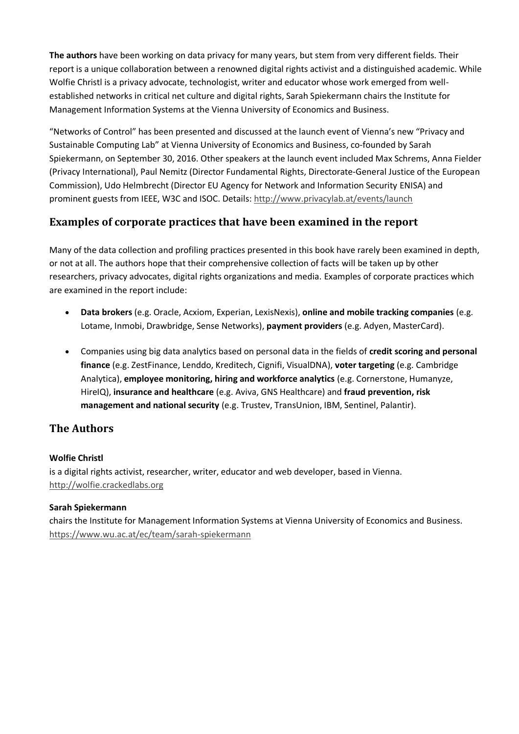**The authors** have been working on data privacy for many years, but stem from very different fields. Their report is a unique collaboration between a renowned digital rights activist and a distinguished academic. While Wolfie Christl is a privacy advocate, technologist, writer and educator whose work emerged from well-established networks in critical net culture and digital rights, Sarah Spiekermann chairs the Institute for Management Information Systems at the Vienna University of Economics and Business.

"Networks of Control" has been presented and discussed at the launch event of Vienna's new "Privacy and Sustainable Computing Lab" at Vienna University of Economics and Business, co-founded by Sarah Spiekermann, on September 30, 2016. Other speakers at the launch event included Max Schrems, Anna Fielder (Privacy International), Paul Nemitz (Director Fundamental Rights, Directorate-General Justice of the European Commission), Udo Helmbrecht (Director EU Agency for Network and Information Security ENISA) and prominent guests from IEEE, W3C and ISOC. Details: http://www.privacylab.at/events/launch

## Examples of corporate practices that have been examined in the report

Many of the data collection and profiling practices presented in this book have rarely been examined in depth, or not at all. The authors hope that their comprehensive collection of facts will be taken up by other researchers, privacy advocates, digital rights organizations and media. Examples of corporate practices which are examined in the report include:

- **Data brokers** (e.g. Oracle, Acxiom, Experian, LexisNexis), **online and mobile tracking companies** (e.g. Lotame, Inmobi, Drawbridge, Sense Networks), **payment providers** (e.g. Adyen, MasterCard).
- Companies using big data analytics based on personal data in the fields of **credit scoring and personal finance** (e.g. ZestFinance, Lenddo, Kreditech, Cignifi, VisualDNA), **voter targeting** (e.g. Cambridge Analytica), **employee monitoring, hiring and workforce analytics** (e.g. Cornerstone, Humanyze, HireIQ), **insurance and healthcare** (e.g. Aviva, GNS Healthcare) and **fraud prevention, risk management and national security** (e.g. Trustev, TransUnion, IBM, Sentinel, Palantir).

## The Authors

**Wolfie Christl**
is a digital rights activist, researcher, writer, educator and web developer, based in Vienna.
http://wolfie.crackedlabs.org

**Sarah Spiekermann**
chairs the Institute for Management Information Systems at Vienna University of Economics and Business.
https://www.wu.ac.at/ec/team/sarah-spiekermann